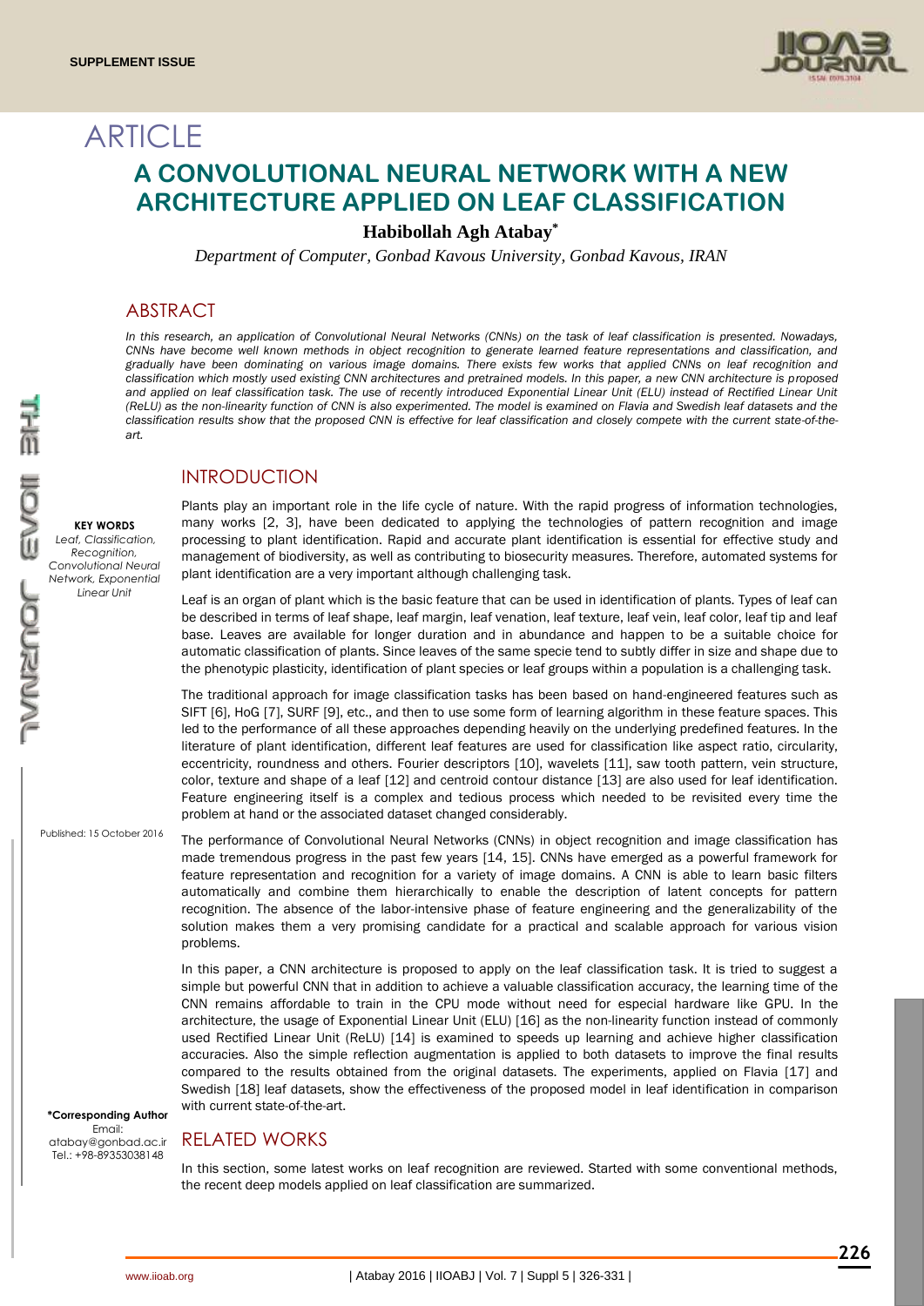ARTICLE

# A CONVOLUTIONAL NEURAL NETWORK WITH A NEW ARCHITECTURE APPLIED ON LEAF CLASSIFICATION

**Habibollah Agh Atabay***

*Department of Computer, Gonbad Kavous University, Gonbad Kavous, IRAN*

## ABSTRACT

*In this research, an application of Convolutional Neural Networks (CNNs) on the task of leaf classification is presented. Nowadays, CNNs have become well known methods in object recognition to generate learned feature representations and classification, and gradually have been dominating on various image domains. There exists few works that applied CNNs on leaf recognition and classification which mostly used existing CNN architectures and pretrained models. In this paper, a new CNN architecture is proposed and applied on leaf classification task. The use of recently introduced Exponential Linear Unit (ELU) instead of Rectified Linear Unit (ReLU) as the non-linearity function of CNN is also experimented. The model is examined on Flavia and Swedish leaf datasets and the classification results show that the proposed CNN is effective for leaf classification and closely compete with the current state-of-the-art.*

**KEY WORDS**
*Leaf, Classification, Recognition, Convolutional Neural Network, Exponential Linear Unit*

Published: 15 October 2016

**\*Corresponding Author**
Email: atabay@gonbad.ac.ir
Tel.: +98-89353038148

## INTRODUCTION

Plants play an important role in the life cycle of nature. With the rapid progress of information technologies, many works [2, 3], have been dedicated to applying the technologies of pattern recognition and image processing to plant identification. Rapid and accurate plant identification is essential for effective study and management of biodiversity, as well as contributing to biosecurity measures. Therefore, automated systems for plant identification are a very important although challenging task.

Leaf is an organ of plant which is the basic feature that can be used in identification of plants. Types of leaf can be described in terms of leaf shape, leaf margin, leaf venation, leaf texture, leaf vein, leaf color, leaf tip and leaf base. Leaves are available for longer duration and in abundance and happen to be a suitable choice for automatic classification of plants. Since leaves of the same specie tend to subtly differ in size and shape due to the phenotypic plasticity, identification of plant species or leaf groups within a population is a challenging task.

The traditional approach for image classification tasks has been based on hand-engineered features such as SIFT [6], HoG [7], SURF [9], etc., and then to use some form of learning algorithm in these feature spaces. This led to the performance of all these approaches depending heavily on the underlying predefined features. In the literature of plant identification, different leaf features are used for classification like aspect ratio, circularity, eccentricity, roundness and others. Fourier descriptors [10], wavelets [11], saw tooth pattern, vein structure, color, texture and shape of a leaf [12] and centroid contour distance [13] are also used for leaf identification. Feature engineering itself is a complex and tedious process which needed to be revisited every time the problem at hand or the associated dataset changed considerably.

The performance of Convolutional Neural Networks (CNNs) in object recognition and image classification has made tremendous progress in the past few years [14, 15]. CNNs have emerged as a powerful framework for feature representation and recognition for a variety of image domains. A CNN is able to learn basic filters automatically and combine them hierarchically to enable the description of latent concepts for pattern recognition. The absence of the labor-intensive phase of feature engineering and the generalizability of the solution makes them a very promising candidate for a practical and scalable approach for various vision problems.

In this paper, a CNN architecture is proposed to apply on the leaf classification task. It is tried to suggest a simple but powerful CNN that in addition to achieve a valuable classification accuracy, the learning time of the CNN remains affordable to train in the CPU mode without need for especial hardware like GPU. In the architecture, the usage of Exponential Linear Unit (ELU) [16] as the non-linearity function instead of commonly used Rectified Linear Unit (ReLU) [14] is examined to speeds up learning and achieve higher classification accuracies. Also the simple reflection augmentation is applied to both datasets to improve the final results compared to the results obtained from the original datasets. The experiments, applied on Flavia [17] and Swedish [18] leaf datasets, show the effectiveness of the proposed model in leaf identification in comparison with current state-of-the-art.

## RELATED WORKS

In this section, some latest works on leaf recognition are reviewed. Started with some conventional methods, the recent deep models applied on leaf classification are summarized.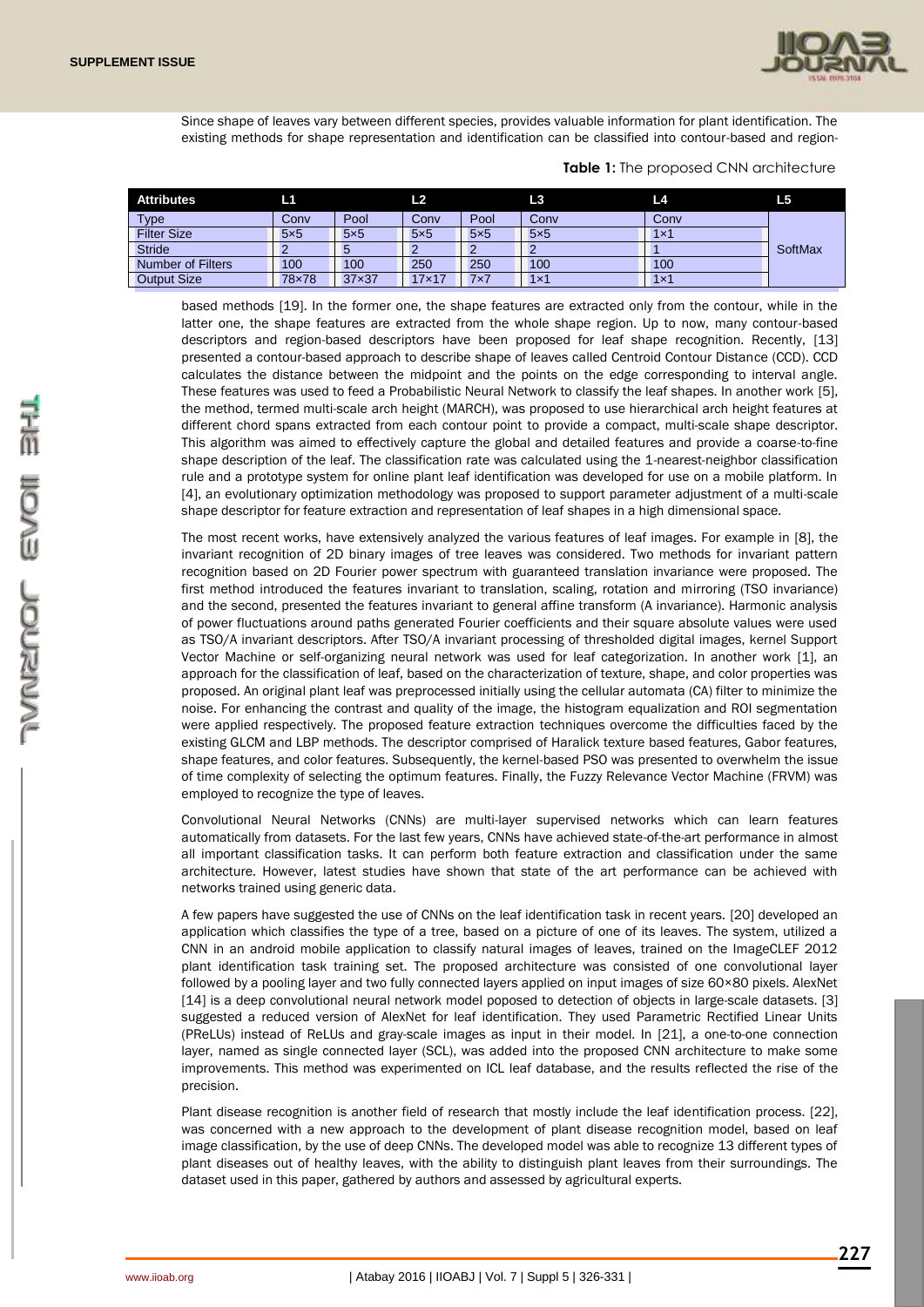Since shape of leaves vary between different species, provides valuable information for plant identification. The existing methods for shape representation and identification can be classified into contour-based and region-based methods [19]. In the former one, the shape features are extracted only from the contour, while in the latter one, the shape features are extracted from the whole shape region. Up to now, many contour-based descriptors and region-based descriptors have been proposed for leaf shape recognition. Recently, [13] presented a contour-based approach to describe shape of leaves called Centroid Contour Distance (CCD). CCD calculates the distance between the midpoint and the points on the edge corresponding to interval angle. These features was used to feed a Probabilistic Neural Network to classify the leaf shapes. In another work [5], the method, termed multi-scale arch height (MARCH), was proposed to use hierarchical arch height features at different chord spans extracted from each contour point to provide a compact, multi-scale shape descriptor. This algorithm was aimed to effectively capture the global and detailed features and provide a coarse-to-fine shape description of the leaf. The classification rate was calculated using the 1-nearest-neighbor classification rule and a prototype system for online plant leaf identification was developed for use on a mobile platform. In [4], an evolutionary optimization methodology was proposed to support parameter adjustment of a multi-scale shape descriptor for feature extraction and representation of leaf shapes in a high dimensional space.

**Table 1:** The proposed CNN architecture

| Attributes | L1 | | L2 | | L3 | L4 | L5 |
|---|---|---|---|---|---|---|---|
| Type | Conv | Pool | Conv | Pool | Conv | Conv | SoftMax |
| Filter Size | 5×5 | 5×5 | 5×5 | 5×5 | 5×5 | 1×1 | |
| Stride | 2 | 5 | 2 | 2 | 2 | 1 | |
| Number of Filters | 100 | 100 | 250 | 250 | 100 | 100 | |
| Output Size | 78×78 | 37×37 | 17×17 | 7×7 | 1×1 | 1×1 | |

The most recent works, have extensively analyzed the various features of leaf images. For example in [8], the invariant recognition of 2D binary images of tree leaves was considered. Two methods for invariant pattern recognition based on 2D Fourier power spectrum with guaranteed translation invariance were proposed. The first method introduced the features invariant to translation, scaling, rotation and mirroring (TSO invariance) and the second, presented the features invariant to general affine transform (A invariance). Harmonic analysis of power fluctuations around paths generated Fourier coefficients and their square absolute values were used as TSO/A invariant descriptors. After TSO/A invariant processing of thresholded digital images, kernel Support Vector Machine or self-organizing neural network was used for leaf categorization. In another work [1], an approach for the classification of leaf, based on the characterization of texture, shape, and color properties was proposed. An original plant leaf was preprocessed initially using the cellular automata (CA) filter to minimize the noise. For enhancing the contrast and quality of the image, the histogram equalization and ROI segmentation were applied respectively. The proposed feature extraction techniques overcome the difficulties faced by the existing GLCM and LBP methods. The descriptor comprised of Haralick texture based features, Gabor features, shape features, and color features. Subsequently, the kernel-based PSO was presented to overwhelm the issue of time complexity of selecting the optimum features. Finally, the Fuzzy Relevance Vector Machine (FRVM) was employed to recognize the type of leaves.

Convolutional Neural Networks (CNNs) are multi-layer supervised networks which can learn features automatically from datasets. For the last few years, CNNs have achieved state-of-the-art performance in almost all important classification tasks. It can perform both feature extraction and classification under the same architecture. However, latest studies have shown that state of the art performance can be achieved with networks trained using generic data.

A few papers have suggested the use of CNNs on the leaf identification task in recent years. [20] developed an application which classifies the type of a tree, based on a picture of one of its leaves. The system, utilized a CNN in an android mobile application to classify natural images of leaves, trained on the ImageCLEF 2012 plant identification task training set. The proposed architecture was consisted of one convolutional layer followed by a pooling layer and two fully connected layers applied on input images of size 60×80 pixels. AlexNet [14] is a deep convolutional neural network model poposed to detection of objects in large-scale datasets. [3] suggested a reduced version of AlexNet for leaf identification. They used Parametric Rectified Linear Units (PReLUs) instead of ReLUs and gray-scale images as input in their model. In [21], a one-to-one connection layer, named as single connected layer (SCL), was added into the proposed CNN architecture to make some improvements. This method was experimented on ICL leaf database, and the results reflected the rise of the precision.

Plant disease recognition is another field of research that mostly include the leaf identification process. [22], was concerned with a new approach to the development of plant disease recognition model, based on leaf image classification, by the use of deep CNNs. The developed model was able to recognize 13 different types of plant diseases out of healthy leaves, with the ability to distinguish plant leaves from their surroundings. The dataset used in this paper, gathered by authors and assessed by agricultural experts.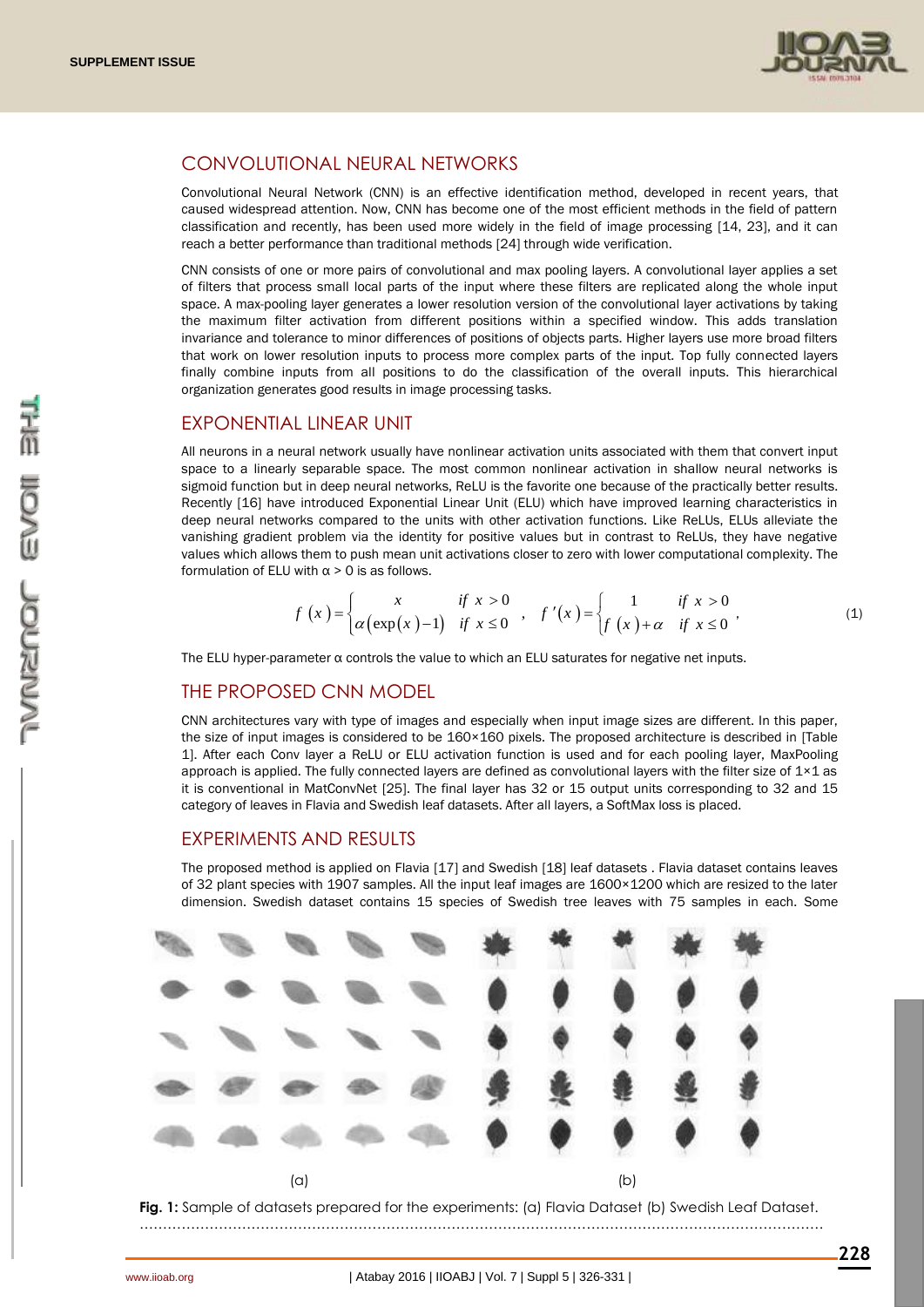## CONVOLUTIONAL NEURAL NETWORKS

Convolutional Neural Network (CNN) is an effective identification method, developed in recent years, that caused widespread attention. Now, CNN has become one of the most efficient methods in the field of pattern classification and recently, has been used more widely in the field of image processing [14, 23], and it can reach a better performance than traditional methods [24] through wide verification.

CNN consists of one or more pairs of convolutional and max pooling layers. A convolutional layer applies a set of filters that process small local parts of the input where these filters are replicated along the whole input space. A max-pooling layer generates a lower resolution version of the convolutional layer activations by taking the maximum filter activation from different positions within a specified window. This adds translation invariance and tolerance to minor differences of positions of objects parts. Higher layers use more broad filters that work on lower resolution inputs to process more complex parts of the input. Top fully connected layers finally combine inputs from all positions to do the classification of the overall inputs. This hierarchical organization generates good results in image processing tasks.

## EXPONENTIAL LINEAR UNIT

All neurons in a neural network usually have nonlinear activation units associated with them that convert input space to a linearly separable space. The most common nonlinear activation in shallow neural networks is sigmoid function but in deep neural networks, ReLU is the favorite one because of the practically better results. Recently [16] have introduced Exponential Linear Unit (ELU) which have improved learning characteristics in deep neural networks compared to the units with other activation functions. Like ReLUs, ELUs alleviate the vanishing gradient problem via the identity for positive values but in contrast to ReLUs, they have negative values which allows them to push mean unit activations closer to zero with lower computational complexity. The formulation of ELU with $\alpha > 0$ is as follows.

$$f(x) = \begin{cases} x & \text{if } x > 0 \\ \alpha(\exp(x) - 1) & \text{if } x \le 0 \end{cases}, \quad f'(x) = \begin{cases} 1 & \text{if } x > 0 \\ f(x) + \alpha & \text{if } x \le 0 \end{cases}, \tag{1}$$

The ELU hyper-parameter $\alpha$ controls the value to which an ELU saturates for negative net inputs.

## THE PROPOSED CNN MODEL

CNN architectures vary with type of images and especially when input image sizes are different. In this paper, the size of input images is considered to be 160×160 pixels. The proposed architecture is described in [Table 1]. After each Conv layer a ReLU or ELU activation function is used and for each pooling layer, MaxPooling approach is applied. The fully connected layers are defined as convolutional layers with the filter size of 1×1 as it is conventional in MatConvNet [25]. The final layer has 32 or 15 output units corresponding to 32 and 15 category of leaves in Flavia and Swedish leaf datasets. After all layers, a SoftMax loss is placed.

## EXPERIMENTS AND RESULTS

The proposed method is applied on Flavia [17] and Swedish [18] leaf datasets . Flavia dataset contains leaves of 32 plant species with 1907 samples. All the input leaf images are 1600×1200 which are resized to the later dimension. Swedish dataset contains 15 species of Swedish tree leaves with 75 samples in each. Some

(a) (b)

**Fig. 1:** Sample of datasets prepared for the experiments: (a) Flavia Dataset (b) Swedish Leaf Dataset.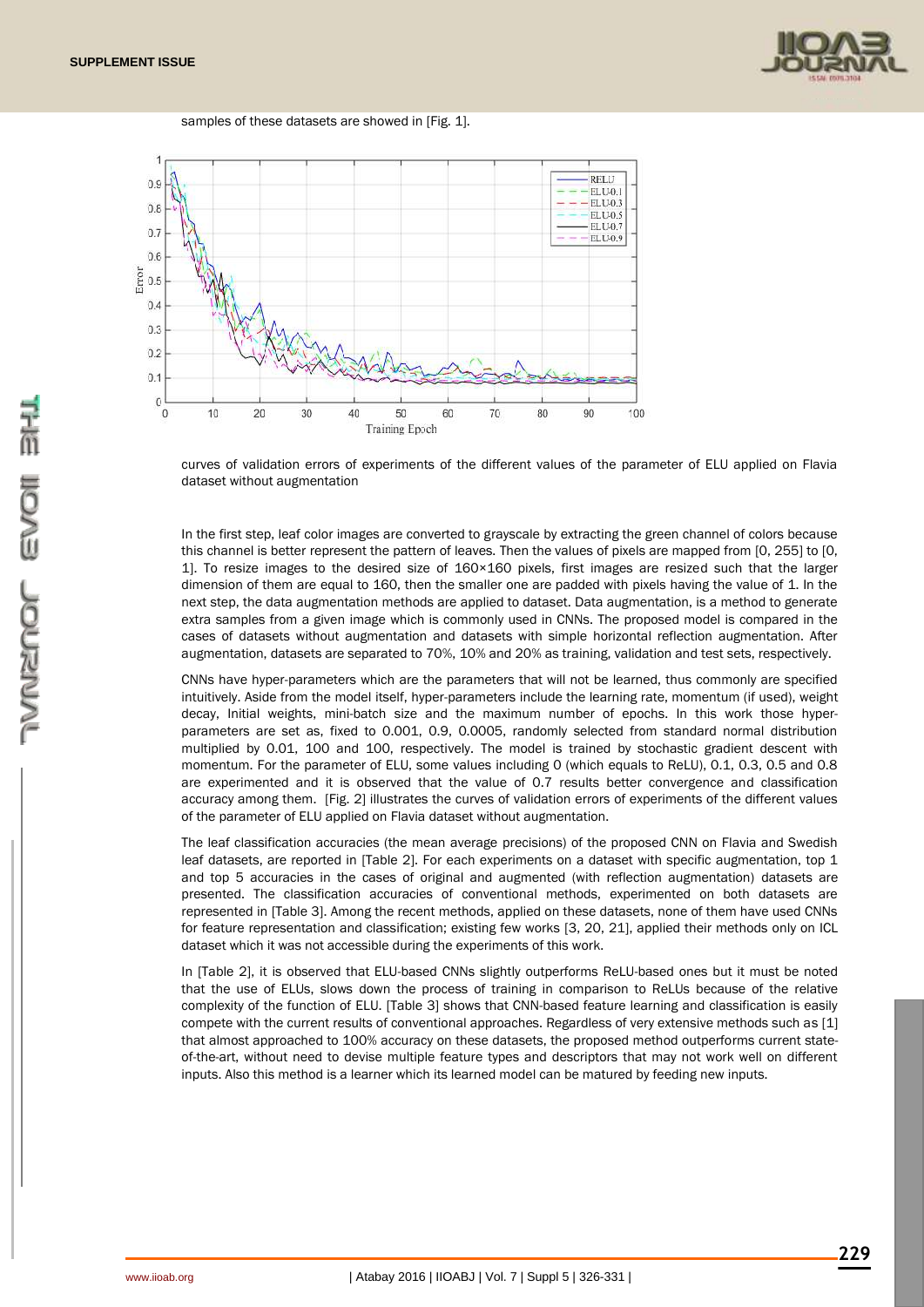samples of these datasets are showed in [Fig. 1].

curves of validation errors of experiments of the different values of the parameter of ELU applied on Flavia dataset without augmentation

In the first step, leaf color images are converted to grayscale by extracting the green channel of colors because this channel is better represent the pattern of leaves. Then the values of pixels are mapped from [0, 255] to [0, 1]. To resize images to the desired size of 160×160 pixels, first images are resized such that the larger dimension of them are equal to 160, then the smaller one are padded with pixels having the value of 1. In the next step, the data augmentation methods are applied to dataset. Data augmentation, is a method to generate extra samples from a given image which is commonly used in CNNs. The proposed model is compared in the cases of datasets without augmentation and datasets with simple horizontal reflection augmentation. After augmentation, datasets are separated to 70%, 10% and 20% as training, validation and test sets, respectively.

CNNs have hyper-parameters which are the parameters that will not be learned, thus commonly are specified intuitively. Aside from the model itself, hyper-parameters include the learning rate, momentum (if used), weight decay, Initial weights, mini-batch size and the maximum number of epochs. In this work those hyper-parameters are set as, fixed to 0.001, 0.9, 0.0005, randomly selected from standard normal distribution multiplied by 0.01, 100 and 100, respectively. The model is trained by stochastic gradient descent with momentum. For the parameter of ELU, some values including 0 (which equals to ReLU), 0.1, 0.3, 0.5 and 0.8 are experimented and it is observed that the value of 0.7 results better convergence and classification accuracy among them. [Fig. 2] illustrates the curves of validation errors of experiments of the different values of the parameter of ELU applied on Flavia dataset without augmentation.

The leaf classification accuracies (the mean average precisions) of the proposed CNN on Flavia and Swedish leaf datasets, are reported in [Table 2]. For each experiments on a dataset with specific augmentation, top 1 and top 5 accuracies in the cases of original and augmented (with reflection augmentation) datasets are presented. The classification accuracies of conventional methods, experimented on both datasets are represented in [Table 3]. Among the recent methods, applied on these datasets, none of them have used CNNs for feature representation and classification; existing few works [3, 20, 21], applied their methods only on ICL dataset which it was not accessible during the experiments of this work.

In [Table 2], it is observed that ELU-based CNNs slightly outperforms ReLU-based ones but it must be noted that the use of ELUs, slows down the process of training in comparison to ReLUs because of the relative complexity of the function of ELU. [Table 3] shows that CNN-based feature learning and classification is easily compete with the current results of conventional approaches. Regardless of very extensive methods such as [1] that almost approached to 100% accuracy on these datasets, the proposed method outperforms current state-of-the-art, without need to devise multiple feature types and descriptors that may not work well on different inputs. Also this method is a learner which its learned model can be matured by feeding new inputs.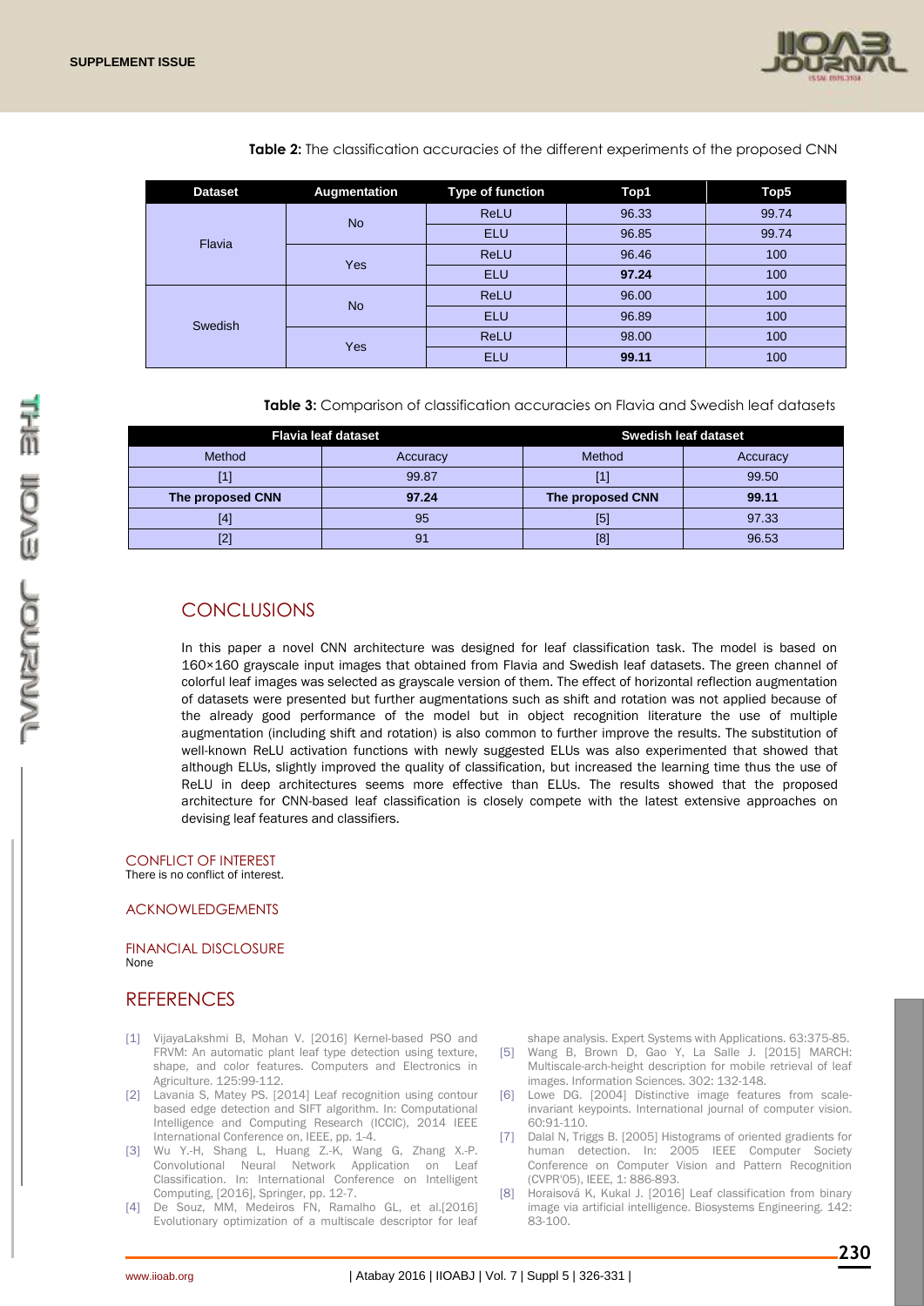**Table 2:** The classification accuracies of the different experiments of the proposed CNN

| Dataset | Augmentation | Type of function | Top1 | Top5 |
|---|---|---|---|---|
| Flavia | No | ReLU | 96.33 | 99.74 |
| | | ELU | 96.85 | 99.74 |
| | Yes | ReLU | 96.46 | 100 |
| | | ELU | **97.24** | 100 |
| Swedish | No | ReLU | 96.00 | 100 |
| | | ELU | 96.89 | 100 |
| | Yes | ReLU | 98.00 | 100 |
| | | ELU | **99.11** | 100 |

**Table 3:** Comparison of classification accuracies on Flavia and Swedish leaf datasets

| Flavia leaf dataset | | Swedish leaf dataset | |
|---|---|---|---|
| Method | Accuracy | Method | Accuracy |
| [1] | 99.87 | [1] | 99.50 |
| **The proposed CNN** | **97.24** | **The proposed CNN** | **99.11** |
| [4] | 95 | [5] | 97.33 |
| [2] | 91 | [8] | 96.53 |

## CONCLUSIONS

In this paper a novel CNN architecture was designed for leaf classification task. The model is based on 160×160 grayscale input images that obtained from Flavia and Swedish leaf datasets. The green channel of colorful leaf images was selected as grayscale version of them. The effect of horizontal reflection augmentation of datasets were presented but further augmentations such as shift and rotation was not applied because of the already good performance of the model but in object recognition literature the use of multiple augmentation (including shift and rotation) is also common to further improve the results. The substitution of well-known ReLU activation functions with newly suggested ELUs was also experimented that showed that although ELUs, slightly improved the quality of classification, but increased the learning time thus the use of ReLU in deep architectures seems more effective than ELUs. The results showed that the proposed architecture for CNN-based leaf classification is closely compete with the latest extensive approaches on devising leaf features and classifiers.

### CONFLICT OF INTEREST

There is no conflict of interest.

### ACKNOWLEDGEMENTS

### FINANCIAL DISCLOSURE

None

## REFERENCES

[1] VijayaLakshmi B, Mohan V. [2016] Kernel-based PSO and FRVM: An automatic plant leaf type detection using texture, shape, and color features. Computers and Electronics in Agriculture. 125:99-112.

[2] Lavania S, Matey PS. [2014] Leaf recognition using contour based edge detection and SIFT algorithm. In: Computational Intelligence and Computing Research (ICCIC), 2014 IEEE International Conference on, IEEE, pp. 1-4.

[3] Wu Y.-H, Shang L, Huang Z.-K, Wang G, Zhang X.-P. Convolutional Neural Network Application on Leaf Classification. In: International Conference on Intelligent Computing, [2016], Springer, pp. 12-7.

[4] De Souz, MM, Medeiros FN, Ramalho GL, et al.[2016] Evolutionary optimization of a multiscale descriptor for leaf shape analysis. Expert Systems with Applications. 63:375-85.

[5] Wang B, Brown D, Gao Y, La Salle J. [2015] MARCH: Multiscale-arch-height description for mobile retrieval of leaf images. Information Sciences. 302: 132-148.

[6] Lowe DG. [2004] Distinctive image features from scale-invariant keypoints. International journal of computer vision. 60:91-110.

[7] Dalal N, Triggs B. [2005] Histograms of oriented gradients for human detection. In: 2005 IEEE Computer Society Conference on Computer Vision and Pattern Recognition (CVPR'05), IEEE, 1: 886-893.

[8] Horaisová K, Kukal J. [2016] Leaf classification from binary image via artificial intelligence. Biosystems Engineering. 142: 83-100.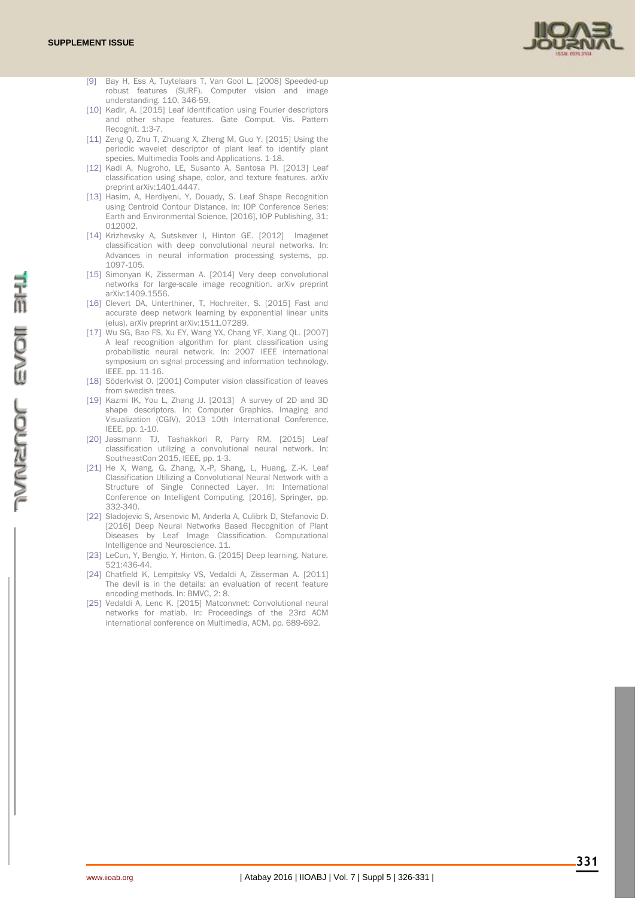[9] Bay H, Ess A, Tuytelaars T, Van Gool L. [2008] Speeded-up robust features (SURF). Computer vision and image understanding. 110, 346-59.

[10] Kadir, A. [2015] Leaf identification using Fourier descriptors and other shape features. Gate Comput. Vis. Pattern Recognit. 1:3-7.

[11] Zeng Q, Zhu T, Zhuang X, Zheng M, Guo Y. [2015] Using the periodic wavelet descriptor of plant leaf to identify plant species. Multimedia Tools and Applications. 1-18.

[12] Kadi A, Nugroho, LE, Susanto A, Santosa PI. [2013] Leaf classification using shape, color, and texture features. arXiv preprint arXiv:1401.4447.

[13] Hasim, A, Herdiyeni, Y, Douady, S. Leaf Shape Recognition using Centroid Contour Distance. In: IOP Conference Series: Earth and Environmental Science, [2016], IOP Publishing, 31: 012002.

[14] Krizhevsky A, Sutskever I, Hinton GE. [2012] Imagenet classification with deep convolutional neural networks. In: Advances in neural information processing systems, pp. 1097-105.

[15] Simonyan K, Zisserman A. [2014] Very deep convolutional networks for large-scale image recognition. arXiv preprint arXiv:1409.1556.

[16] Clevert DA, Unterthiner, T, Hochreiter, S. [2015] Fast and accurate deep network learning by exponential linear units (elus). arXiv preprint arXiv:1511.07289.

[17] Wu SG, Bao FS, Xu EY, Wang YX, Chang YF, Xiang QL. [2007] A leaf recognition algorithm for plant classification using probabilistic neural network. In: 2007 IEEE international symposium on signal processing and information technology, IEEE, pp. 11-16.

[18] Söderkvist O. [2001] Computer vision classification of leaves from swedish trees.

[19] Kazmi IK, You L, Zhang JJ. [2013] A survey of 2D and 3D shape descriptors. In: Computer Graphics, Imaging and Visualization (CGIV), 2013 10th International Conference, IEEE, pp. 1-10.

[20] Jassmann TJ, Tashakkori R, Parry RM. [2015] Leaf classification utilizing a convolutional neural network. In: SoutheastCon 2015, IEEE, pp. 1-3.

[21] He X, Wang, G, Zhang, X.-P, Shang, L, Huang, Z.-K. Leaf Classification Utilizing a Convolutional Neural Network with a Structure of Single Connected Layer. In: International Conference on Intelligent Computing, [2016], Springer, pp. 332-340.

[22] Sladojevic S, Arsenovic M, Anderla A, Culibrk D, Stefanovic D. [2016] Deep Neural Networks Based Recognition of Plant Diseases by Leaf Image Classification. Computational Intelligence and Neuroscience. 11.

[23] LeCun, Y, Bengio, Y, Hinton, G. [2015] Deep learning. Nature. 521:436-44.

[24] Chatfield K, Lempitsky VS, Vedaldi A, Zisserman A. [2011] The devil is in the details: an evaluation of recent feature encoding methods. In: BMVC, 2: 8.

[25] Vedaldi A, Lenc K. [2015] Matconvnet: Convolutional neural networks for matlab. In: Proceedings of the 23rd ACM international conference on Multimedia, ACM, pp. 689-692.